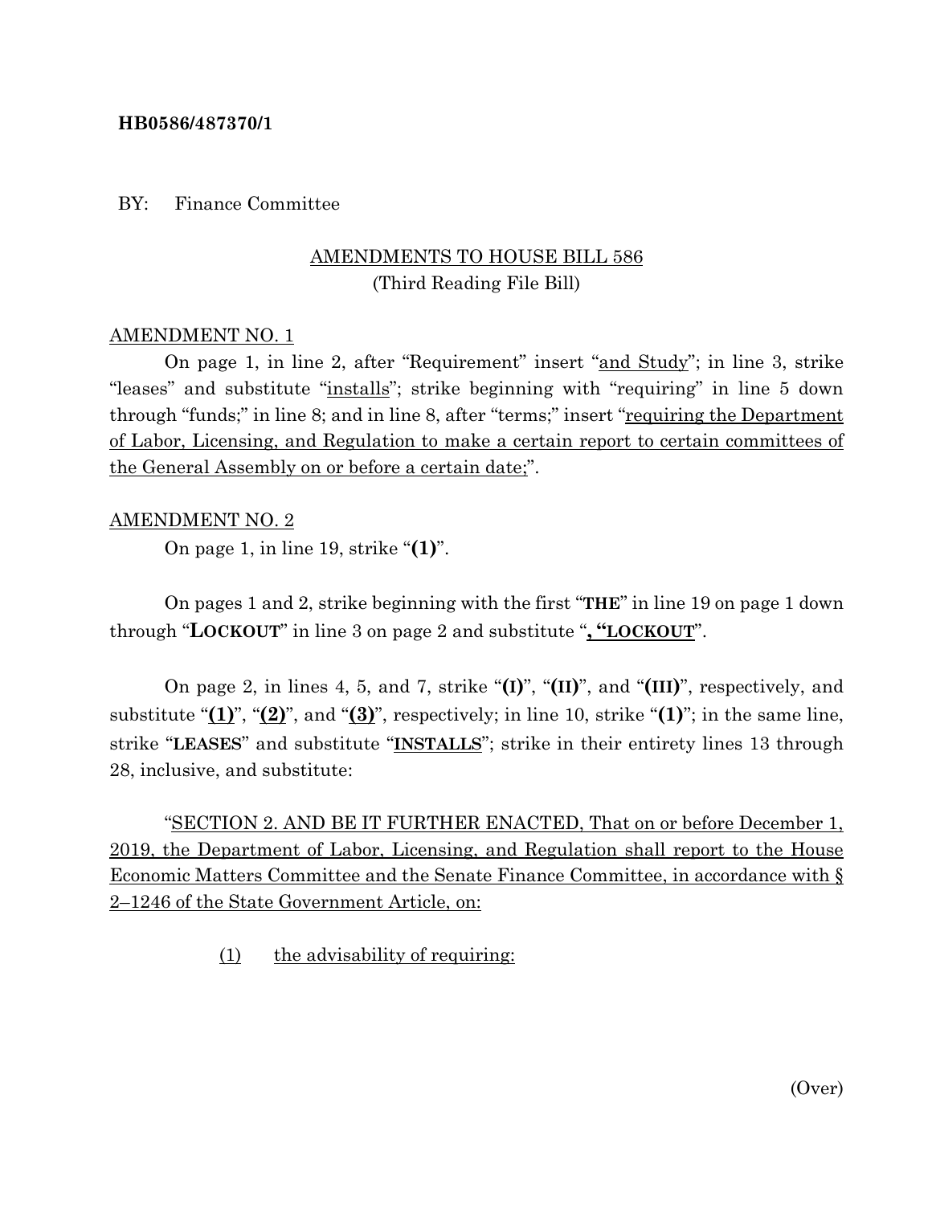**HB0586/487370/1**

BY: Finance Committee

AMENDMENTS TO HOUSE BILL 586
(Third Reading File Bill)

AMENDMENT NO. 1

On page 1, in line 2, after "Requirement" insert "and Study"; in line 3, strike "leases" and substitute "installs"; strike beginning with "requiring" in line 5 down through "funds;" in line 8; and in line 8, after "terms;" insert "requiring the Department of Labor, Licensing, and Regulation to make a certain report to certain committees of the General Assembly on or before a certain date;".

AMENDMENT NO. 2

On page 1, in line 19, strike "**(1)**".

On pages 1 and 2, strike beginning with the first "**THE**" in line 19 on page 1 down through "**LOCKOUT**" in line 3 on page 2 and substitute "**, "LOCKOUT**".

On page 2, in lines 4, 5, and 7, strike "**(I)**", "**(II)**", and "**(III)**", respectively, and substitute "**(1)**", "**(2)**", and "**(3)**", respectively; in line 10, strike "**(1)**"; in the same line, strike "**LEASES**" and substitute "**INSTALLS**"; strike in their entirety lines 13 through 28, inclusive, and substitute:

"SECTION 2. AND BE IT FURTHER ENACTED, That on or before December 1, 2019, the Department of Labor, Licensing, and Regulation shall report to the House Economic Matters Committee and the Senate Finance Committee, in accordance with § 2–1246 of the State Government Article, on:

(1) the advisability of requiring:

(Over)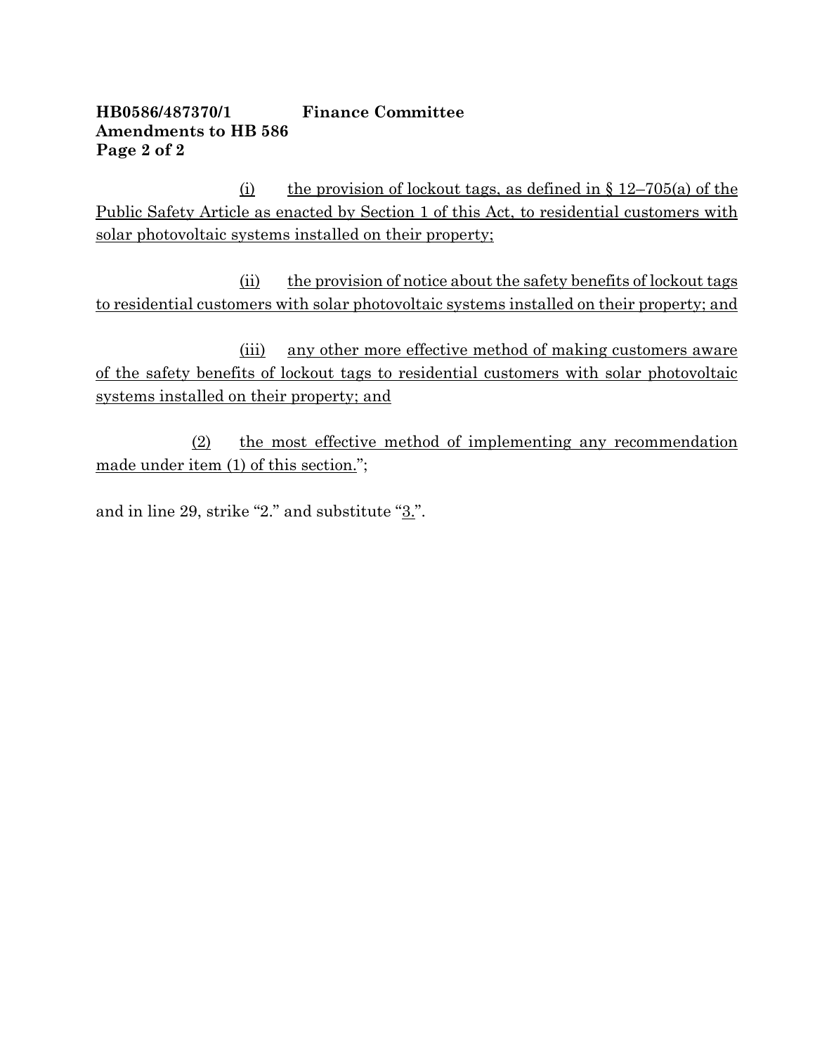(i) the provision of lockout tags, as defined in § 12–705(a) of the Public Safety Article as enacted by Section 1 of this Act, to residential customers with solar photovoltaic systems installed on their property;

(ii) the provision of notice about the safety benefits of lockout tags to residential customers with solar photovoltaic systems installed on their property; and

(iii) any other more effective method of making customers aware of the safety benefits of lockout tags to residential customers with solar photovoltaic systems installed on their property; and

(2) the most effective method of implementing any recommendation made under item (1) of this section.";

and in line 29, strike "2." and substitute "3.".